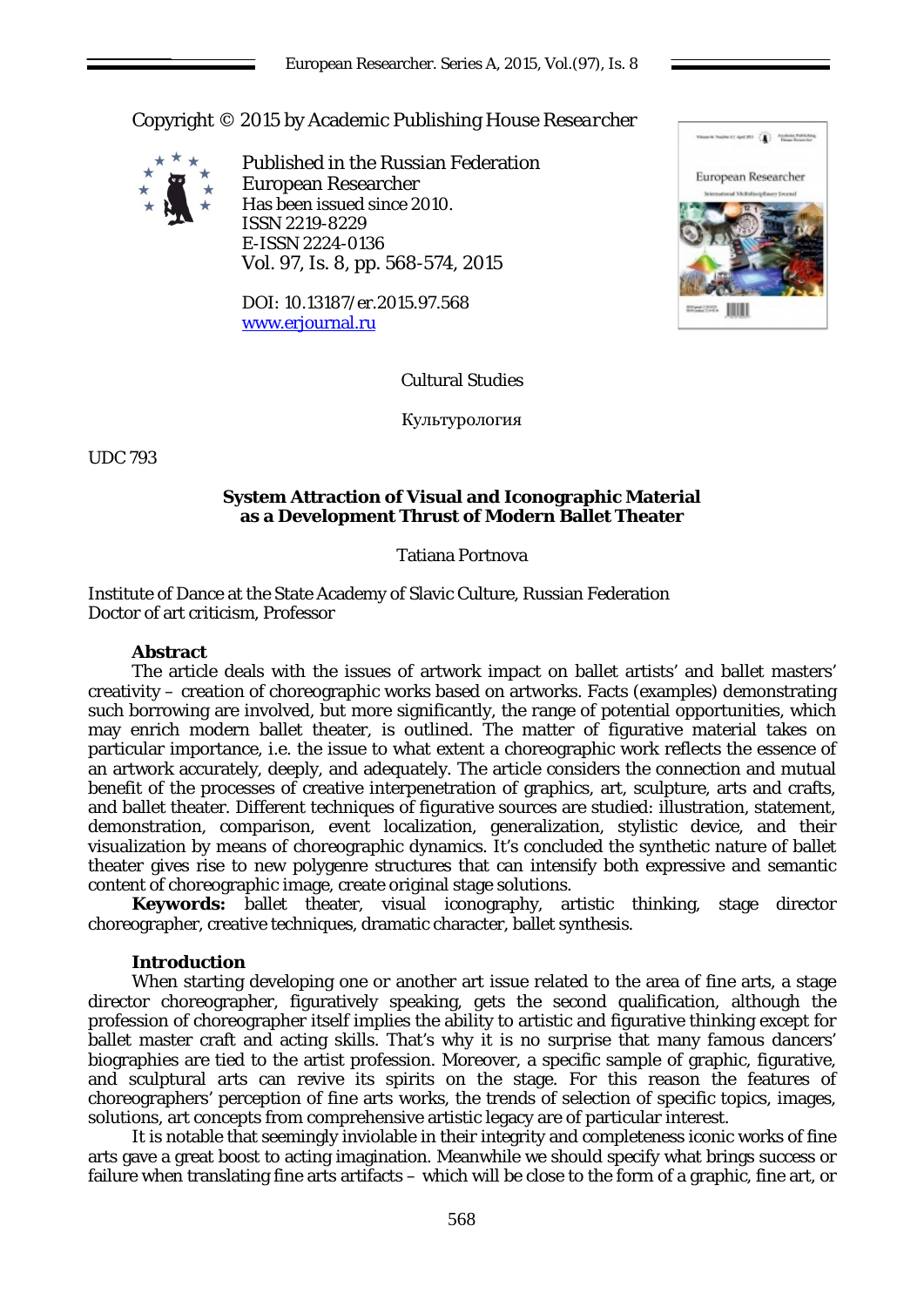Copyright © 2015 by Academic Publishing House *Researcher*

Published in the Russian Federation
European Researcher
Has been issued since 2010.
ISSN 2219-8229
E-ISSN 2224-0136
Vol. 97, Is. 8, pp. 568-574, 2015

DOI: 10.13187/er.2015.97.568
www.erjournal.ru

Cultural Studies

Культурология

UDC 793

# System Attraction of Visual and Iconographic Material as a Development Thrust of Modern Ballet Theater

Tatiana Portnova

Institute of Dance at the State Academy of Slavic Culture, Russian Federation
Doctor of art criticism, Professor

**Abstract**

The article deals with the issues of artwork impact on ballet artists' and ballet masters' creativity – creation of choreographic works based on artworks. Facts (examples) demonstrating such borrowing are involved, but more significantly, the range of potential opportunities, which may enrich modern ballet theater, is outlined. The matter of figurative material takes on particular importance, i.e. the issue to what extent a choreographic work reflects the essence of an artwork accurately, deeply, and adequately. The article considers the connection and mutual benefit of the processes of creative interpenetration of graphics, art, sculpture, arts and crafts, and ballet theater. Different techniques of figurative sources are studied: illustration, statement, demonstration, comparison, event localization, generalization, stylistic device, and their visualization by means of choreographic dynamics. It's concluded the synthetic nature of ballet theater gives rise to new polygenre structures that can intensify both expressive and semantic content of choreographic image, create original stage solutions.

**Keywords:** ballet theater, visual iconography, artistic thinking, stage director choreographer, creative techniques, dramatic character, ballet synthesis.

## Introduction

When starting developing one or another art issue related to the area of fine arts, a stage director choreographer, figuratively speaking, gets the second qualification, although the profession of choreographer itself implies the ability to artistic and figurative thinking except for ballet master craft and acting skills. That's why it is no surprise that many famous dancers' biographies are tied to the artist profession. Moreover, a specific sample of graphic, figurative, and sculptural arts can revive its spirits on the stage. For this reason the features of choreographers' perception of fine arts works, the trends of selection of specific topics, images, solutions, art concepts from comprehensive artistic legacy are of particular interest.

It is notable that seemingly inviolable in their integrity and completeness iconic works of fine arts gave a great boost to acting imagination. Meanwhile we should specify what brings success or failure when translating fine arts artifacts – which will be close to the form of a graphic, fine art, or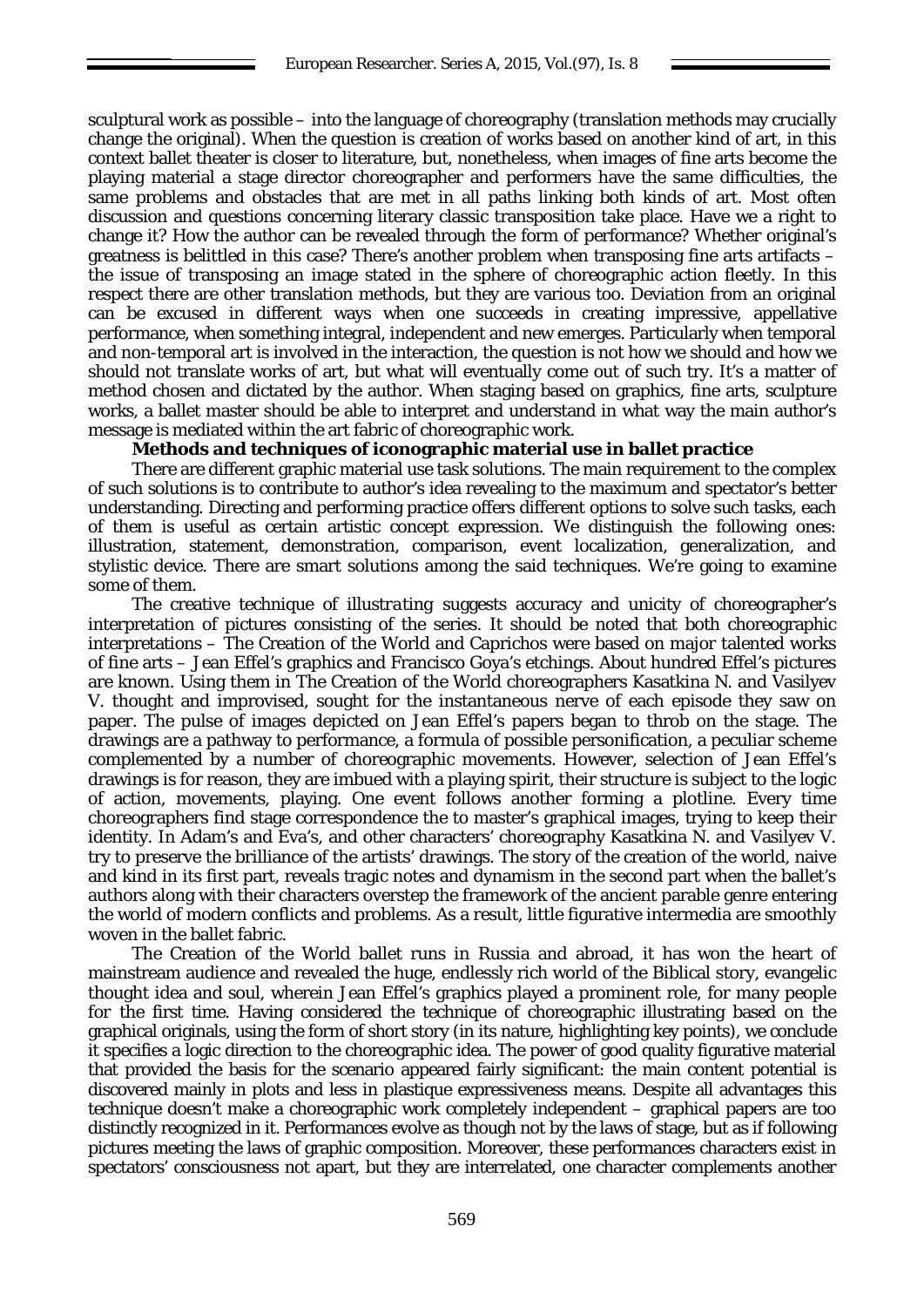sculptural work as possible – into the language of choreography (translation methods may crucially change the original). When the question is creation of works based on another kind of art, in this context ballet theater is closer to literature, but, nonetheless, when images of fine arts become the playing material a stage director choreographer and performers have the same difficulties, the same problems and obstacles that are met in all paths linking both kinds of art. Most often discussion and questions concerning literary classic transposition take place. Have we a right to change it? How the author can be revealed through the form of performance? Whether original's greatness is belittled in this case? There's another problem when transposing fine arts artifacts – the issue of transposing an image stated in the sphere of choreographic action fleetly. In this respect there are other translation methods, but they are various too. Deviation from an original can be excused in different ways when one succeeds in creating impressive, appellative performance, when something integral, independent and new emerges. Particularly when temporal and non-temporal art is involved in the interaction, the question is not how we should and how we should not translate works of art, but what will eventually come out of such try. It's a matter of method chosen and dictated by the author. When staging based on graphics, fine arts, sculpture works, a ballet master should be able to interpret and understand in what way the main author's message is mediated within the art fabric of choreographic work.

**Methods and techniques of iconographic material use in ballet practice**

There are different graphic material use task solutions. The main requirement to the complex of such solutions is to contribute to author's idea revealing to the maximum and spectator's better understanding. Directing and performing practice offers different options to solve such tasks, each of them is useful as certain artistic concept expression. We distinguish the following ones: illustration, statement, demonstration, comparison, event localization, generalization, and stylistic device. There are smart solutions among the said techniques. We're going to examine some of them.

The creative technique of *illustrating* suggests accuracy and unicity of choreographer's interpretation of pictures consisting of the series. It should be noted that both choreographic interpretations – The Creation of the World and Caprichos were based on major talented works of fine arts – Jean Effel's graphics and Francisco Goya's etchings. About hundred Effel's pictures are known. Using them in The Creation of the World choreographers Kasatkina N. and Vasilyev V. thought and improvised, sought for the instantaneous nerve of each episode they saw on paper. The pulse of images depicted on Jean Effel's papers began to throb on the stage. The drawings are a pathway to performance, a formula of possible personification, a peculiar scheme complemented by a number of choreographic movements. However, selection of Jean Effel's drawings is for reason, they are imbued with a playing spirit, their structure is subject to the logic of action, movements, playing. One event follows another forming a plotline. Every time choreographers find stage correspondence the to master's graphical images, trying to keep their identity. In Adam's and Eva's, and other characters' choreography Kasatkina N. and Vasilyev V. try to preserve the brilliance of the artists' drawings. The story of the creation of the world, naive and kind in its first part, reveals tragic notes and dynamism in the second part when the ballet's authors along with their characters overstep the framework of the ancient parable genre entering the world of modern conflicts and problems. As a result, little figurative intermedia are smoothly woven in the ballet fabric.

The Creation of the World ballet runs in Russia and abroad, it has won the heart of mainstream audience and revealed the huge, endlessly rich world of the Biblical story, evangelic thought idea and soul, wherein Jean Effel's graphics played a prominent role, for many people for the first time. Having considered the technique of choreographic illustrating based on the graphical originals, using the form of short story (in its nature, highlighting key points), we conclude it specifies a logic direction to the choreographic idea. The power of good quality figurative material that provided the basis for the scenario appeared fairly significant: the main content potential is discovered mainly in plots and less in plastique expressiveness means. Despite all advantages this technique doesn't make a choreographic work completely independent – graphical papers are too distinctly recognized in it. Performances evolve as though not by the laws of stage, but as if following pictures meeting the laws of graphic composition. Moreover, these performances characters exist in spectators' consciousness not apart, but they are interrelated, one character complements another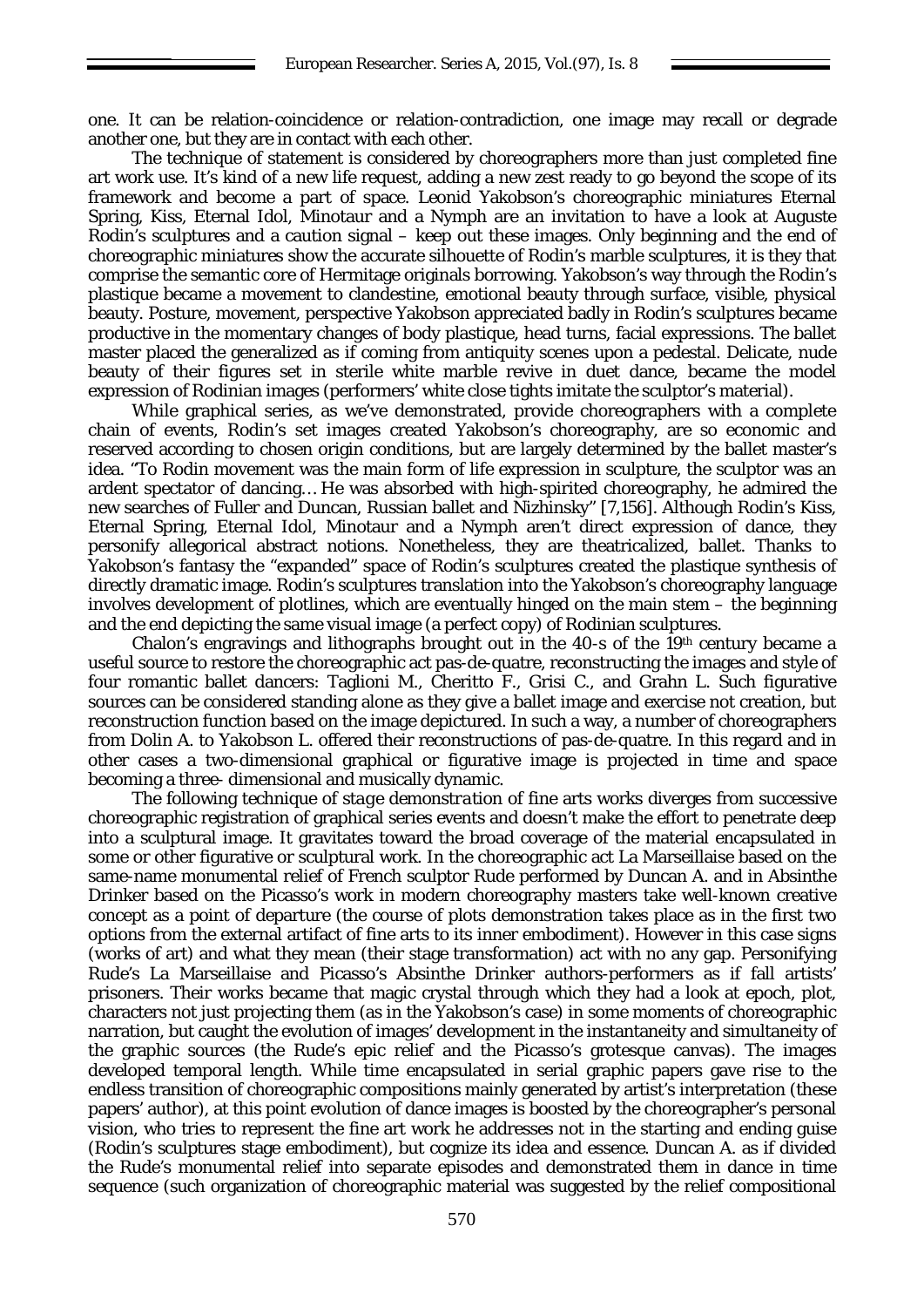one. It can be relation-coincidence or relation-contradiction, one image may recall or degrade another one, but they are in contact with each other.

The technique of statement is considered by choreographers more than just completed fine art work use. It's kind of a new life request, adding a new zest ready to go beyond the scope of its framework and become a part of space. Leonid Yakobson's choreographic miniatures Eternal Spring, Kiss, Eternal Idol, Minotaur and a Nymph are an invitation to have a look at Auguste Rodin's sculptures and a caution signal – keep out these images. Only beginning and the end of choreographic miniatures show the accurate silhouette of Rodin's marble sculptures, it is they that comprise the semantic core of Hermitage originals borrowing. Yakobson's way through the Rodin's plastique became a movement to clandestine, emotional beauty through surface, visible, physical beauty. Posture, movement, perspective Yakobson appreciated badly in Rodin's sculptures became productive in the momentary changes of body plastique, head turns, facial expressions. The ballet master placed the generalized as if coming from antiquity scenes upon a pedestal. Delicate, nude beauty of their figures set in sterile white marble revive in duet dance, became the model expression of Rodinian images (performers' white close tights imitate the sculptor's material).

While graphical series, as we've demonstrated, provide choreographers with a complete chain of events, Rodin's set images created Yakobson's choreography, are so economic and reserved according to chosen origin conditions, but are largely determined by the ballet master's idea. "To Rodin movement was the main form of life expression in sculpture, the sculptor was an ardent spectator of dancing… He was absorbed with high-spirited choreography, he admired the new searches of Fuller and Duncan, Russian ballet and Nizhinsky" [7,156]. Although Rodin's Kiss, Eternal Spring, Eternal Idol, Minotaur and a Nymph aren't direct expression of dance, they personify allegorical abstract notions. Nonetheless, they are theatricalized, ballet. Thanks to Yakobson's fantasy the "expanded" space of Rodin's sculptures created the plastique synthesis of directly dramatic image. Rodin's sculptures translation into the Yakobson's choreography language involves development of plotlines, which are eventually hinged on the main stem – the beginning and the end depicting the same visual image (a perfect copy) of Rodinian sculptures.

Chalon's engravings and lithographs brought out in the 40-s of the 19th century became a useful source to restore the choreographic act pas-de-quatre, reconstructing the images and style of four romantic ballet dancers: Taglioni M., Cheritto F., Grisi C., and Grahn L. Such figurative sources can be considered standing alone as they give a ballet image and exercise not creation, but reconstruction function based on the image depictured. In such a way, a number of choreographers from Dolin A. to Yakobson L. offered their reconstructions of pas-de-quatre. In this regard and in other cases a two-dimensional graphical or figurative image is projected in time and space becoming a three- dimensional and musically dynamic.

The following technique of *stage demonstration* of fine arts works diverges from successive choreographic registration of graphical series events and doesn't make the effort to penetrate deep into a sculptural image. It gravitates toward the broad coverage of the material encapsulated in some or other figurative or sculptural work. In the choreographic act La Marseillaise based on the same-name monumental relief of French sculptor Rude performed by Duncan A. and in Absinthe Drinker based on the Picasso's work in modern choreography masters take well-known creative concept as a point of departure (the course of plots demonstration takes place as in the first two options from the external artifact of fine arts to its inner embodiment). However in this case signs (works of art) and what they mean (their stage transformation) act with no any gap. Personifying Rude's La Marseillaise and Picasso's Absinthe Drinker authors-performers as if fall artists' prisoners. Their works became that magic crystal through which they had a look at epoch, plot, characters not just projecting them (as in the Yakobson's case) in some moments of choreographic narration, but caught the evolution of images' development in the instantaneity and simultaneity of the graphic sources (the Rude's epic relief and the Picasso's grotesque canvas). The images developed temporal length. While time encapsulated in serial graphic papers gave rise to the endless transition of choreographic compositions mainly generated by artist's interpretation (these papers' author), at this point evolution of dance images is boosted by the choreographer's personal vision, who tries to represent the fine art work he addresses not in the starting and ending guise (Rodin's sculptures stage embodiment), but cognize its idea and essence. Duncan A. as if divided the Rude's monumental relief into separate episodes and demonstrated them in dance in time sequence (such organization of choreographic material was suggested by the relief compositional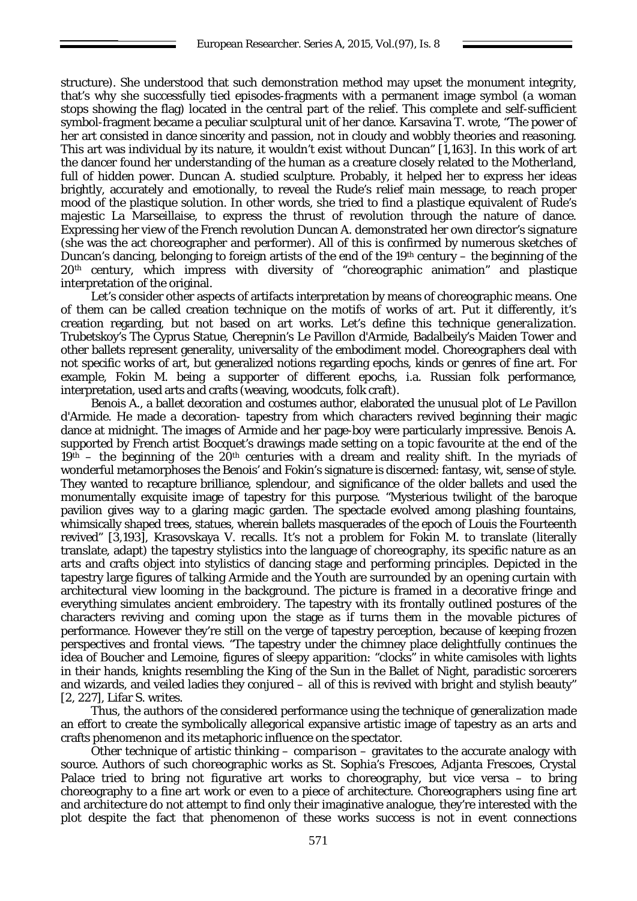structure). She understood that such demonstration method may upset the monument integrity, that's why she successfully tied episodes-fragments with a permanent image symbol (a woman stops showing the flag) located in the central part of the relief. This complete and self-sufficient symbol-fragment became a peculiar sculptural unit of her dance. Karsavina T. wrote, "The power of her art consisted in dance sincerity and passion, not in cloudy and wobbly theories and reasoning. This art was individual by its nature, it wouldn't exist without Duncan" [1,163]. In this work of art the dancer found her understanding of the human as a creature closely related to the Motherland, full of hidden power. Duncan A. studied sculpture. Probably, it helped her to express her ideas brightly, accurately and emotionally, to reveal the Rude's relief main message, to reach proper mood of the plastique solution. In other words, she tried to find a plastique equivalent of Rude's majestic La Marseillaise, to express the thrust of revolution through the nature of dance. Expressing her view of the French revolution Duncan A. demonstrated her own director's signature (she was the act choreographer and performer). All of this is confirmed by numerous sketches of Duncan's dancing, belonging to foreign artists of the end of the 19th century – the beginning of the 20th century, which impress with diversity of "choreographic animation" and plastique interpretation of the original.

Let's consider other aspects of artifacts interpretation by means of choreographic means. One of them can be called creation technique on the motifs of works of art. Put it differently, it's creation regarding, but not based on art works. Let's define this technique *generalization*. Trubetskoy's The Cyprus Statue, Cherepnin's Le Pavillon d'Armide, Badalbeily's Maiden Tower and other ballets represent generality, universality of the embodiment model. Choreographers deal with not specific works of art, but generalized notions regarding epochs, kinds or genres of fine art. For example, Fokin M. being a supporter of different epochs, i.a. Russian folk performance, interpretation, used arts and crafts (weaving, woodcuts, folk craft).

Benois A., a ballet decoration and costumes author, elaborated the unusual plot of Le Pavillon d'Armide. He made a decoration- tapestry from which characters revived beginning their magic dance at midnight. The images of Armide and her page-boy were particularly impressive. Benois A. supported by French artist Bocquet's drawings made setting on a topic favourite at the end of the 19th – the beginning of the 20th centuries with a dream and reality shift. In the myriads of wonderful metamorphoses the Benois' and Fokin's signature is discerned: fantasy, wit, sense of style. They wanted to recapture brilliance, splendour, and significance of the older ballets and used the monumentally exquisite image of tapestry for this purpose. "Mysterious twilight of the baroque pavilion gives way to a glaring magic garden. The spectacle evolved among plashing fountains, whimsically shaped trees, statues, wherein ballets masquerades of the epoch of Louis the Fourteenth revived" [3,193], Krasovskaya V. recalls. It's not a problem for Fokin M. to translate (literally translate, adapt) the tapestry stylistics into the language of choreography, its specific nature as an arts and crafts object into stylistics of dancing stage and performing principles. Depicted in the tapestry large figures of talking Armide and the Youth are surrounded by an opening curtain with architectural view looming in the background. The picture is framed in a decorative fringe and everything simulates ancient embroidery. The tapestry with its frontally outlined postures of the characters reviving and coming upon the stage as if turns them in the movable pictures of performance. However they're still on the verge of tapestry perception, because of keeping frozen perspectives and frontal views. "The tapestry under the chimney place delightfully continues the idea of Boucher and Lemoine, figures of sleepy apparition: "clocks" in white camisoles with lights in their hands, knights resembling the King of the Sun in the Ballet of Night, paradistic sorcerers and wizards, and veiled ladies they conjured – all of this is revived with bright and stylish beauty" [2, 227], Lifar S. writes.

Thus, the authors of the considered performance using the technique of generalization made an effort to create the symbolically allegorical expansive artistic image of tapestry as an arts and crafts phenomenon and its metaphoric influence on the spectator.

Other technique of artistic thinking – *comparison* – gravitates to the accurate analogy with source. Authors of such choreographic works as St. Sophia's Frescoes, Adjanta Frescoes, Crystal Palace tried to bring not figurative art works to choreography, but vice versa – to bring choreography to a fine art work or even to a piece of architecture. Choreographers using fine art and architecture do not attempt to find only their imaginative analogue, they're interested with the plot despite the fact that phenomenon of these works success is not in event connections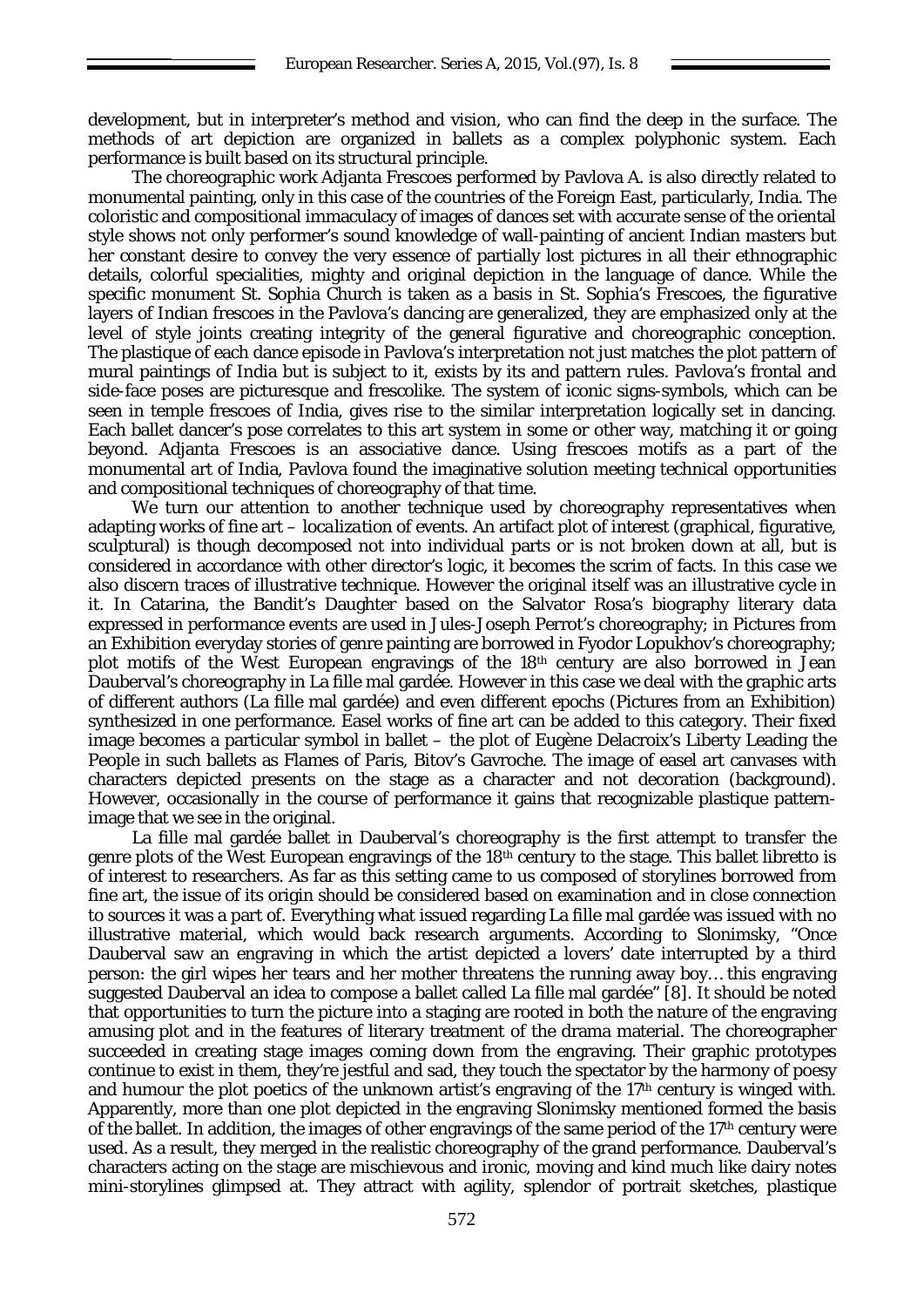development, but in interpreter's method and vision, who can find the deep in the surface. The methods of art depiction are organized in ballets as a complex polyphonic system. Each performance is built based on its structural principle.

The choreographic work Adjanta Frescoes performed by Pavlova A. is also directly related to monumental painting, only in this case of the countries of the Foreign East, particularly, India. The coloristic and compositional immaculacy of images of dances set with accurate sense of the oriental style shows not only performer's sound knowledge of wall-painting of ancient Indian masters but her constant desire to convey the very essence of partially lost pictures in all their ethnographic details, colorful specialities, mighty and original depiction in the language of dance. While the specific monument St. Sophia Church is taken as a basis in St. Sophia's Frescoes, the figurative layers of Indian frescoes in the Pavlova's dancing are generalized, they are emphasized only at the level of style joints creating integrity of the general figurative and choreographic conception. The plastique of each dance episode in Pavlova's interpretation not just matches the plot pattern of mural paintings of India but is subject to it, exists by its and pattern rules. Pavlova's frontal and side-face poses are picturesque and frescolike. The system of iconic signs-symbols, which can be seen in temple frescoes of India, gives rise to the similar interpretation logically set in dancing. Each ballet dancer's pose correlates to this art system in some or other way, matching it or going beyond. Adjanta Frescoes is an associative dance. Using frescoes motifs as a part of the monumental art of India, Pavlova found the imaginative solution meeting technical opportunities and compositional techniques of choreography of that time.

We turn our attention to another technique used by choreography representatives when adapting works of fine art – *localization* of events. An artifact plot of interest (graphical, figurative, sculptural) is though decomposed not into individual parts or is not broken down at all, but is considered in accordance with other director's logic, it becomes the scrim of facts. In this case we also discern traces of illustrative technique. However the original itself was an illustrative cycle in it. In Catarina, the Bandit's Daughter based on the Salvator Rosa's biography literary data expressed in performance events are used in Jules-Joseph Perrot's choreography; in Pictures from an Exhibition everyday stories of genre painting are borrowed in Fyodor Lopukhov's choreography; plot motifs of the West European engravings of the 18th century are also borrowed in Jean Dauberval's choreography in La fille mal gardée. However in this case we deal with the graphic arts of different authors (La fille mal gardée) and even different epochs (Pictures from an Exhibition) synthesized in one performance. Easel works of fine art can be added to this category. Their fixed image becomes a particular symbol in ballet – the plot of Eugène Delacroix's Liberty Leading the People in such ballets as Flames of Paris, Bitov's Gavroche. The image of easel art canvases with characters depicted presents on the stage as a character and not decoration (background). However, occasionally in the course of performance it gains that recognizable plastique pattern-image that we see in the original.

La fille mal gardée ballet in Dauberval's choreography is the first attempt to transfer the genre plots of the West European engravings of the 18th century to the stage. This ballet libretto is of interest to researchers. As far as this setting came to us composed of storylines borrowed from fine art, the issue of its origin should be considered based on examination and in close connection to sources it was a part of. Everything what issued regarding La fille mal gardée was issued with no illustrative material, which would back research arguments. According to Slonimsky, "Once Dauberval saw an engraving in which the artist depicted a lovers' date interrupted by a third person: the girl wipes her tears and her mother threatens the running away boy… this engraving suggested Dauberval an idea to compose a ballet called La fille mal gardée" [8]. It should be noted that opportunities to turn the picture into a staging are rooted in both the nature of the engraving amusing plot and in the features of literary treatment of the drama material. The choreographer succeeded in creating stage images coming down from the engraving. Their graphic prototypes continue to exist in them, they're jestful and sad, they touch the spectator by the harmony of poesy and humour the plot poetics of the unknown artist's engraving of the 17th century is winged with. Apparently, more than one plot depicted in the engraving Slonimsky mentioned formed the basis of the ballet. In addition, the images of other engravings of the same period of the 17th century were used. As a result, they merged in the realistic choreography of the grand performance. Dauberval's characters acting on the stage are mischievous and ironic, moving and kind much like dairy notes mini-storylines glimpsed at. They attract with agility, splendor of portrait sketches, plastique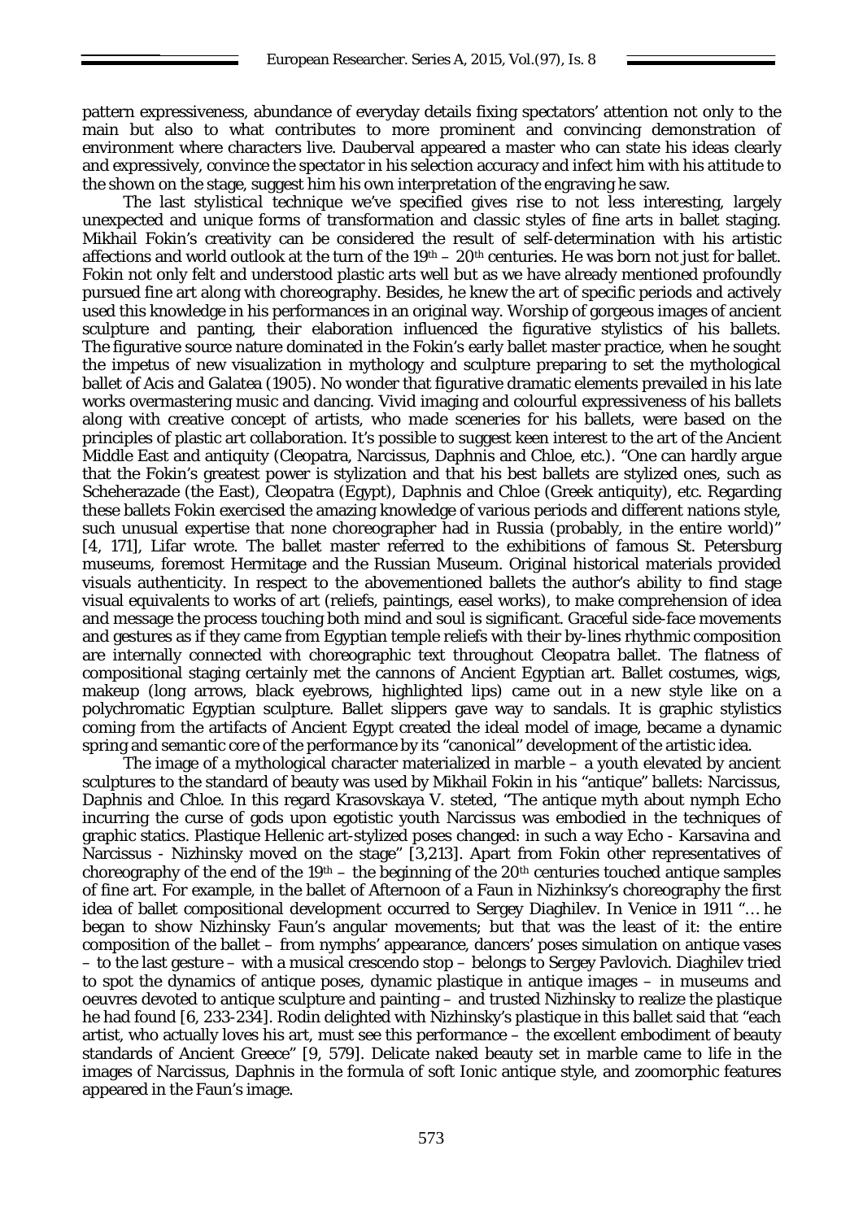pattern expressiveness, abundance of everyday details fixing spectators' attention not only to the main but also to what contributes to more prominent and convincing demonstration of environment where characters live. Dauberval appeared a master who can state his ideas clearly and expressively, convince the spectator in his selection accuracy and infect him with his attitude to the shown on the stage, suggest him his own interpretation of the engraving he saw.

The last stylistical technique we've specified gives rise to not less interesting, largely unexpected and unique forms of transformation and classic styles of fine arts in ballet staging. Mikhail Fokin's creativity can be considered the result of self-determination with his artistic affections and world outlook at the turn of the 19th – 20th centuries. He was born not just for ballet. Fokin not only felt and understood plastic arts well but as we have already mentioned profoundly pursued fine art along with choreography. Besides, he knew the art of specific periods and actively used this knowledge in his performances in an original way. Worship of gorgeous images of ancient sculpture and panting, their elaboration influenced the figurative stylistics of his ballets. The figurative source nature dominated in the Fokin's early ballet master practice, when he sought the impetus of new visualization in mythology and sculpture preparing to set the mythological ballet of Acis and Galatea (1905). No wonder that figurative dramatic elements prevailed in his late works overmastering music and dancing. Vivid imaging and colourful expressiveness of his ballets along with creative concept of artists, who made sceneries for his ballets, were based on the principles of plastic art collaboration. It's possible to suggest keen interest to the art of the Ancient Middle East and antiquity (Cleopatra, Narcissus, Daphnis and Chloe, etc.). "One can hardly argue that the Fokin's greatest power is stylization and that his best ballets are stylized ones, such as Scheherazade (the East), Cleopatra (Egypt), Daphnis and Chloe (Greek antiquity), etc. Regarding these ballets Fokin exercised the amazing knowledge of various periods and different nations style, such unusual expertise that none choreographer had in Russia (probably, in the entire world)" [4, 171], Lifar wrote. The ballet master referred to the exhibitions of famous St. Petersburg museums, foremost Hermitage and the Russian Museum. Original historical materials provided visuals authenticity. In respect to the abovementioned ballets the author's ability to find stage visual equivalents to works of art (reliefs, paintings, easel works), to make comprehension of idea and message the process touching both mind and soul is significant. Graceful side-face movements and gestures as if they came from Egyptian temple reliefs with their by-lines rhythmic composition are internally connected with choreographic text throughout Cleopatra ballet. The flatness of compositional staging certainly met the cannons of Ancient Egyptian art. Ballet costumes, wigs, makeup (long arrows, black eyebrows, highlighted lips) came out in a new style like on a polychromatic Egyptian sculpture. Ballet slippers gave way to sandals. It is graphic stylistics coming from the artifacts of Ancient Egypt created the ideal model of image, became a dynamic spring and semantic core of the performance by its "canonical" development of the artistic idea.

The image of a mythological character materialized in marble – a youth elevated by ancient sculptures to the standard of beauty was used by Mikhail Fokin in his "antique" ballets: Narcissus, Daphnis and Chloe. In this regard Krasovskaya V. steted, "The antique myth about nymph Echo incurring the curse of gods upon egotistic youth Narcissus was embodied in the techniques of graphic statics. Plastique Hellenic art-stylized poses changed: in such a way Echo - Karsavina and Narcissus - Nizhinsky moved on the stage" [3,213]. Apart from Fokin other representatives of choreography of the end of the 19th – the beginning of the 20th centuries touched antique samples of fine art. For example, in the ballet of Afternoon of a Faun in Nizhinksy's choreography the first idea of ballet compositional development occurred to Sergey Diaghilev. In Venice in 1911 "… he began to show Nizhinsky Faun's angular movements; but that was the least of it: the entire composition of the ballet – from nymphs' appearance, dancers' poses simulation on antique vases – to the last gesture – with a musical crescendo stop – belongs to Sergey Pavlovich. Diaghilev tried to spot the dynamics of antique poses, dynamic plastique in antique images – in museums and oeuvres devoted to antique sculpture and painting – and trusted Nizhinsky to realize the plastique he had found [6, 233-234]. Rodin delighted with Nizhinsky's plastique in this ballet said that "each artist, who actually loves his art, must see this performance – the excellent embodiment of beauty standards of Ancient Greece" [9, 579]. Delicate naked beauty set in marble came to life in the images of Narcissus, Daphnis in the formula of soft Ionic antique style, and zoomorphic features appeared in the Faun's image.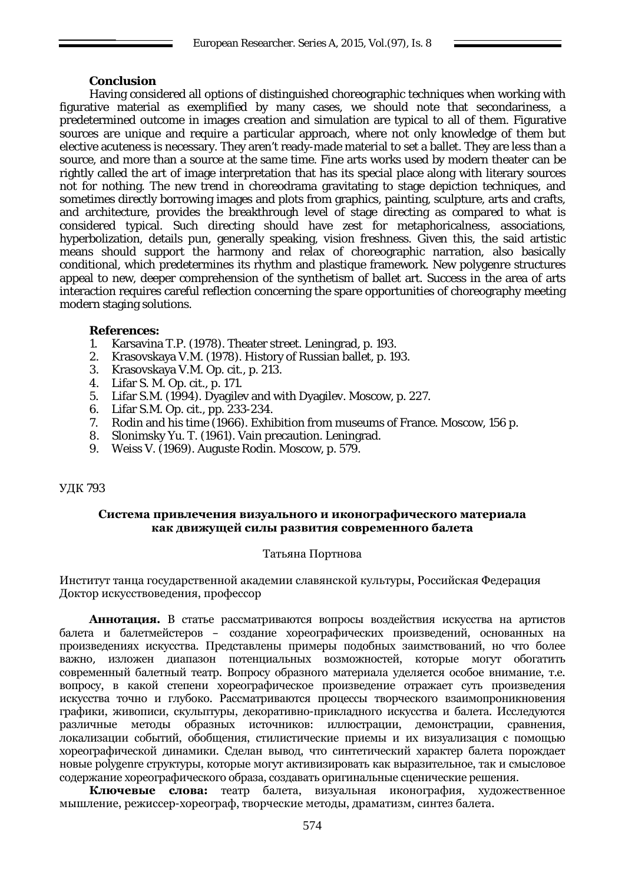**Conclusion**

Having considered all options of distinguished choreographic techniques when working with figurative material as exemplified by many cases, we should note that secondariness, a predetermined outcome in images creation and simulation are typical to all of them. Figurative sources are unique and require a particular approach, where not only knowledge of them but elective acuteness is necessary. They aren't ready-made material to set a ballet. They are less than a source, and more than a source at the same time. Fine arts works used by modern theater can be rightly called the art of image interpretation that has its special place along with literary sources not for nothing. The new trend in choreodrama gravitating to stage depiction techniques, and sometimes directly borrowing images and plots from graphics, painting, sculpture, arts and crafts, and architecture, provides the breakthrough level of stage directing as compared to what is considered typical. Such directing should have zest for metaphoricalness, associations, hyperbolization, details pun, generally speaking, vision freshness. Given this, the said artistic means should support the harmony and relax of choreographic narration, also basically conditional, which predetermines its rhythm and plastique framework. New polygenre structures appeal to new, deeper comprehension of the synthetism of ballet art. Success in the area of arts interaction requires careful reflection concerning the spare opportunities of choreography meeting modern staging solutions.

**References:**

1. Karsavina T.P. (1978). Theater street. Leningrad, p. 193.
2. Krasovskaya V.M. (1978). History of Russian ballet, p. 193.
3. Krasovskaya V.M. Op. cit., p. 213.
4. Lifar S. M. Op. cit., p. 171.
5. Lifar S.M. (1994). Dyagilev and with Dyagilev. Moscow, p. 227.
6. Lifar S.M. Op. cit., pp. 233-234.
7. Rodin and his time (1966). Exhibition from museums of France. Moscow, 156 p.
8. Slonimsky Yu. T. (1961). Vain precaution. Leningrad.
9. Weiss V. (1969). Auguste Rodin. Moscow, p. 579.

УДК 793

## Система привлечения визуального и иконографического материала как движущей силы развития современного балета

Татьяна Портнова

Институт танца государственной академии славянской культуры, Российская Федерация
Доктор искусствоведения, профессор

**Аннотация.** В статье рассматриваются вопросы воздействия искусства на артистов балета и балетмейстеров – создание хореографических произведений, основанных на произведениях искусства. Представлены примеры подобных заимствований, но что более важно, изложен диапазон потенциальных возможностей, которые могут обогатить современный балетный театр. Вопросу образного материала уделяется особое внимание, т.е. вопросу, в какой степени хореографическое произведение отражает суть произведения искусства точно и глубоко. Рассматриваются процессы творческого взаимопроникновения графики, живописи, скульптуры, декоративно-прикладного искусства и балета. Исследуются различные методы образных источников: иллюстрации, демонстрации, сравнения, локализации событий, обобщения, стилистические приемы и их визуализация с помощью хореографической динамики. Сделан вывод, что синтетический характер балета порождает новые polygenre структуры, которые могут активизировать как выразительное, так и смысловое содержание хореографического образа, создавать оригинальные сценические решения.

**Ключевые слова:** театр балета, визуальная иконография, художественное мышление, режиссер-хореограф, творческие методы, драматизм, синтез балета.